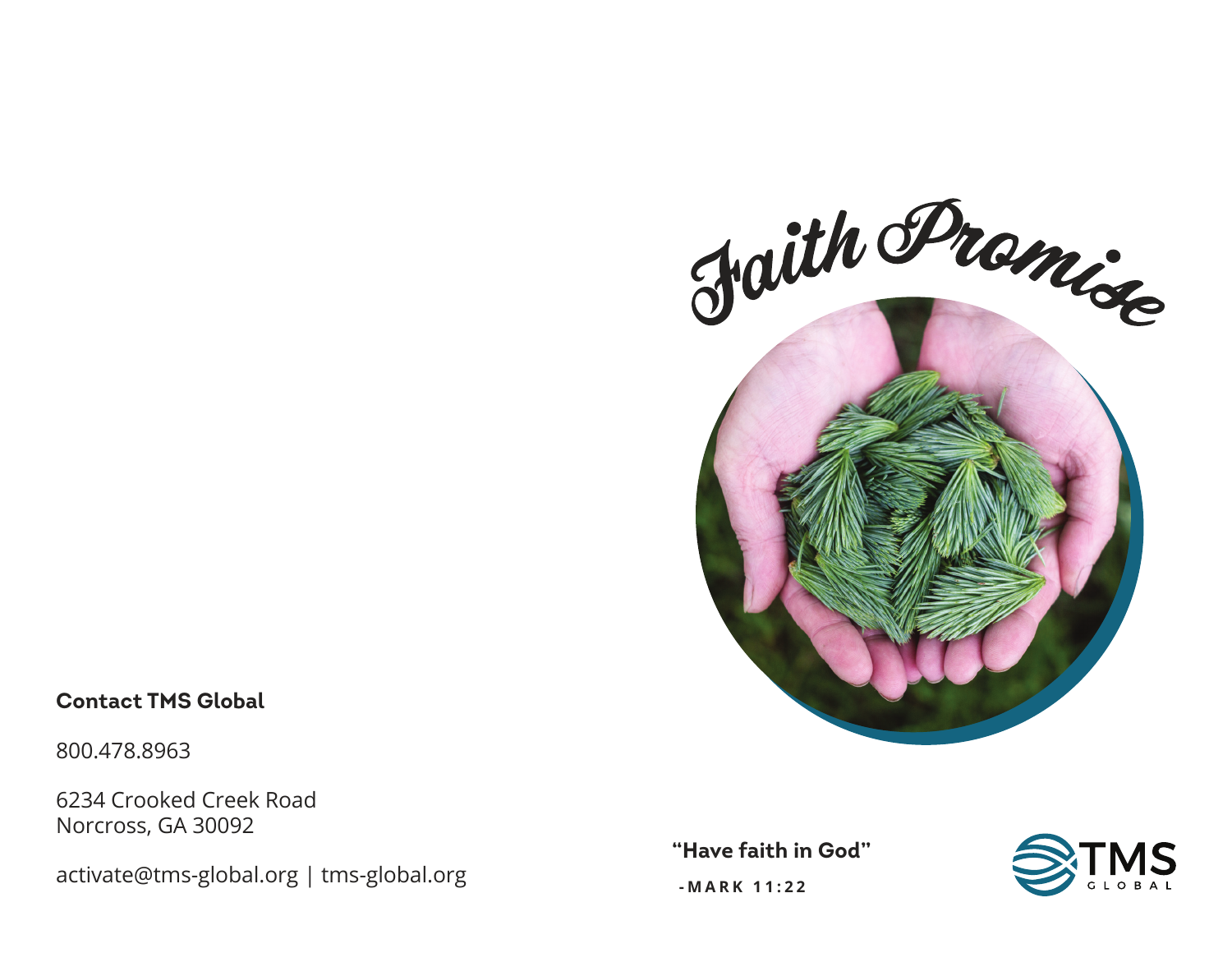# Faith Promise

**"Have faith in God"**

**-MARK 11:22**

TMS GLOBAL

**Contact TMS Global**

800.478.8963

6234 Crooked Creek Road
Norcross, GA 30092

activate@tms-global.org | tms-global.org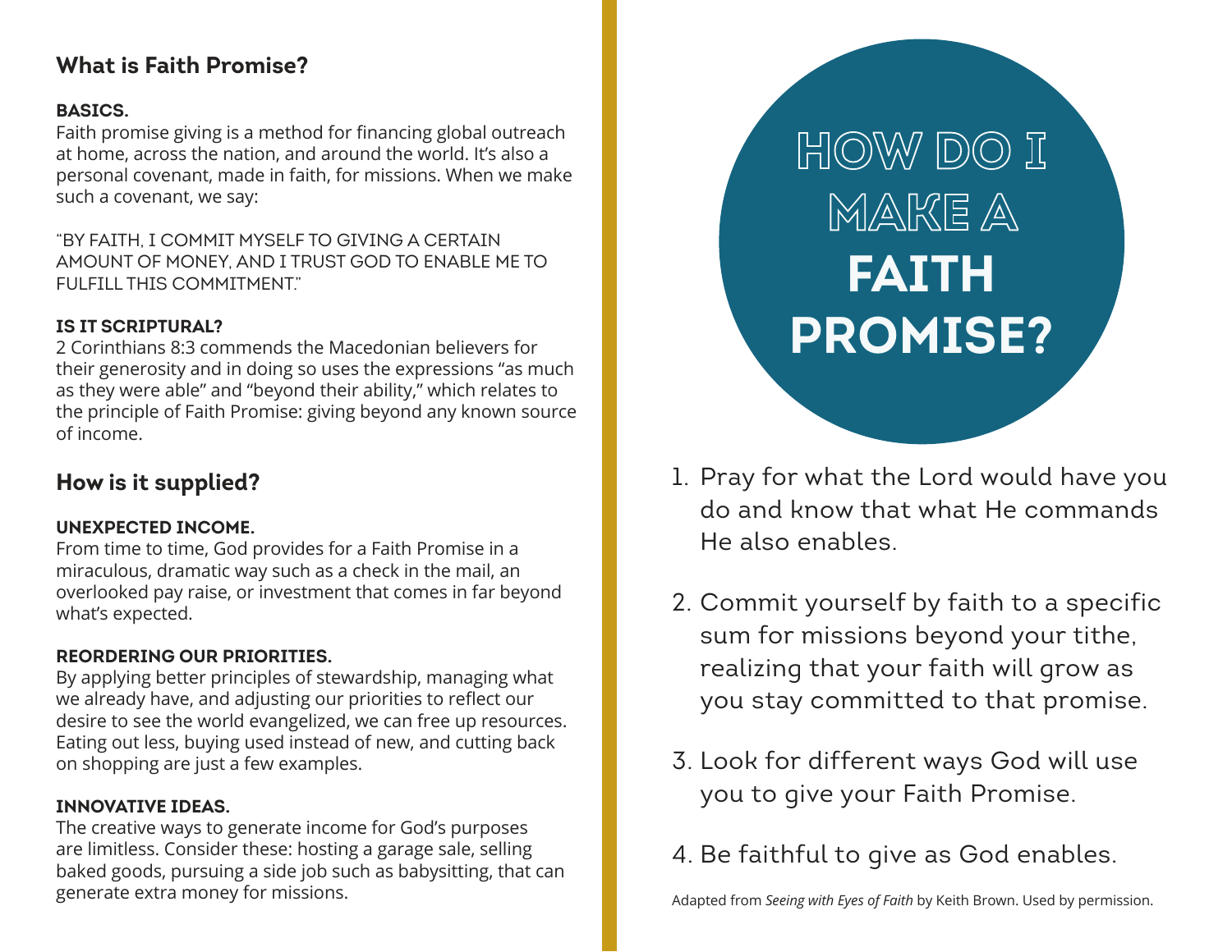## What is Faith Promise?

**BASICS.**

Faith promise giving is a method for financing global outreach at home, across the nation, and around the world. It's also a personal covenant, made in faith, for missions. When we make such a covenant, we say:

"BY FAITH, I COMMIT MYSELF TO GIVING A CERTAIN AMOUNT OF MONEY, AND I TRUST GOD TO ENABLE ME TO FULFILL THIS COMMITMENT."

**IS IT SCRIPTURAL?**

2 Corinthians 8:3 commends the Macedonian believers for their generosity and in doing so uses the expressions "as much as they were able" and "beyond their ability," which relates to the principle of Faith Promise: giving beyond any known source of income.

## How is it supplied?

**UNEXPECTED INCOME.**

From time to time, God provides for a Faith Promise in a miraculous, dramatic way such as a check in the mail, an overlooked pay raise, or investment that comes in far beyond what's expected.

**REORDERING OUR PRIORITIES.**

By applying better principles of stewardship, managing what we already have, and adjusting our priorities to reflect our desire to see the world evangelized, we can free up resources. Eating out less, buying used instead of new, and cutting back on shopping are just a few examples.

**INNOVATIVE IDEAS.**

The creative ways to generate income for God's purposes are limitless. Consider these: hosting a garage sale, selling baked goods, pursuing a side job such as babysitting, that can generate extra money for missions.

# HOW DO I MAKE A FAITH PROMISE?

1. Pray for what the Lord would have you do and know that what He commands He also enables.
2. Commit yourself by faith to a specific sum for missions beyond your tithe, realizing that your faith will grow as you stay committed to that promise.
3. Look for different ways God will use you to give your Faith Promise.
4. Be faithful to give as God enables.

Adapted from *Seeing with Eyes of Faith* by Keith Brown. Used by permission.